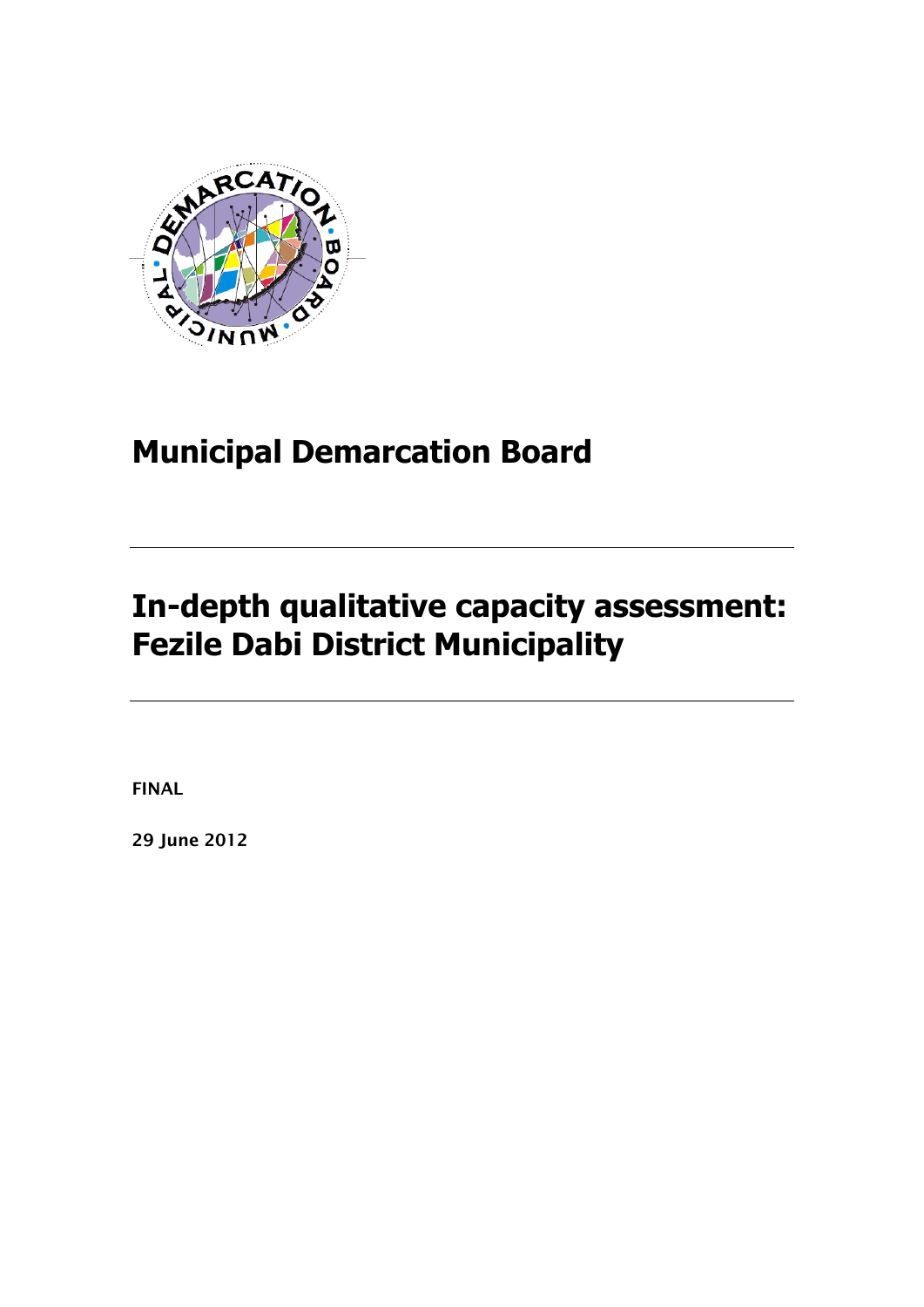# Municipal Demarcation Board

---

# In-depth qualitative capacity assessment: Fezile Dabi District Municipality

---

**FINAL**

**29 June 2012**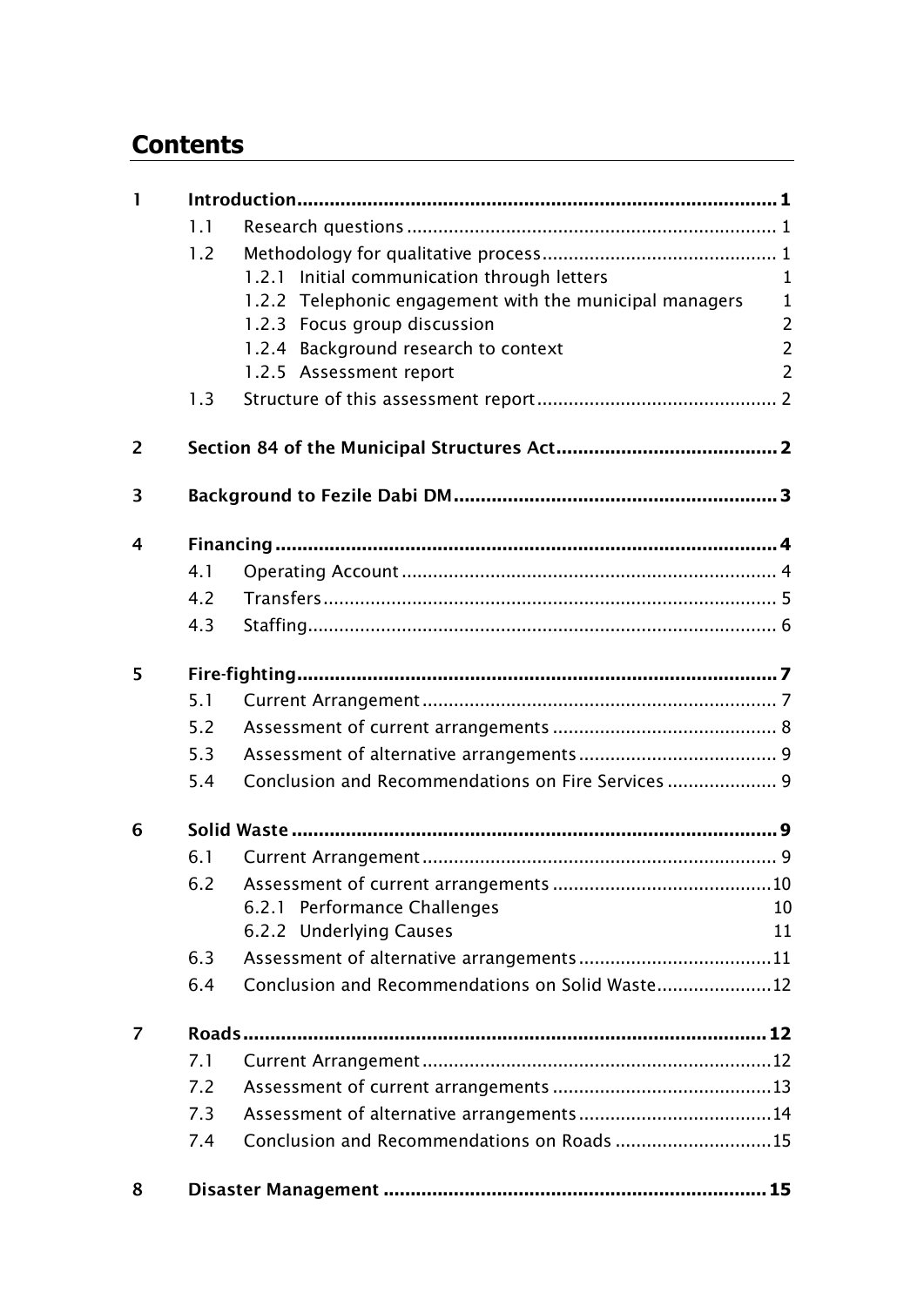# Contents

| | | | |
|---|---|---|---|
| **1** | **Introduction** | | **1** |
| | 1.1 | Research questions | 1 |
| | 1.2 | Methodology for qualitative process | 1 |
| | | 1.2.1 Initial communication through letters | 1 |
| | | 1.2.2 Telephonic engagement with the municipal managers | 1 |
| | | 1.2.3 Focus group discussion | 2 |
| | | 1.2.4 Background research to context | 2 |
| | | 1.2.5 Assessment report | 2 |
| | 1.3 | Structure of this assessment report | 2 |
| **2** | **Section 84 of the Municipal Structures Act** | | **2** |
| **3** | **Background to Fezile Dabi DM** | | **3** |
| **4** | **Financing** | | **4** |
| | 4.1 | Operating Account | 4 |
| | 4.2 | Transfers | 5 |
| | 4.3 | Staffing | 6 |
| **5** | **Fire-fighting** | | **7** |
| | 5.1 | Current Arrangement | 7 |
| | 5.2 | Assessment of current arrangements | 8 |
| | 5.3 | Assessment of alternative arrangements | 9 |
| | 5.4 | Conclusion and Recommendations on Fire Services | 9 |
| **6** | **Solid Waste** | | **9** |
| | 6.1 | Current Arrangement | 9 |
| | 6.2 | Assessment of current arrangements | 10 |
| | | 6.2.1 Performance Challenges | 10 |
| | | 6.2.2 Underlying Causes | 11 |
| | 6.3 | Assessment of alternative arrangements | 11 |
| | 6.4 | Conclusion and Recommendations on Solid Waste | 12 |
| **7** | **Roads** | | **12** |
| | 7.1 | Current Arrangement | 12 |
| | 7.2 | Assessment of current arrangements | 13 |
| | 7.3 | Assessment of alternative arrangements | 14 |
| | 7.4 | Conclusion and Recommendations on Roads | 15 |
| **8** | **Disaster Management** | | **15** |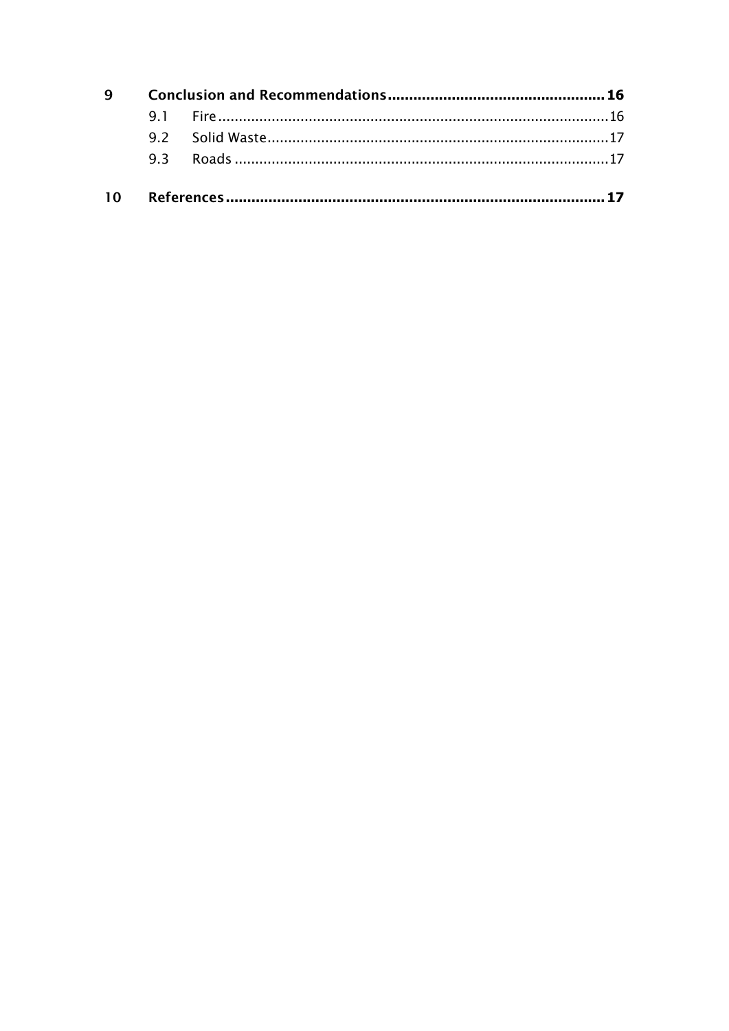**9 Conclusion and Recommendations .................................................. 16**

9.1 Fire ............................................................................................ 16

9.2 Solid Waste ................................................................................. 17

9.3 Roads .......................................................................................... 17

**10 References ........................................................................................ 17**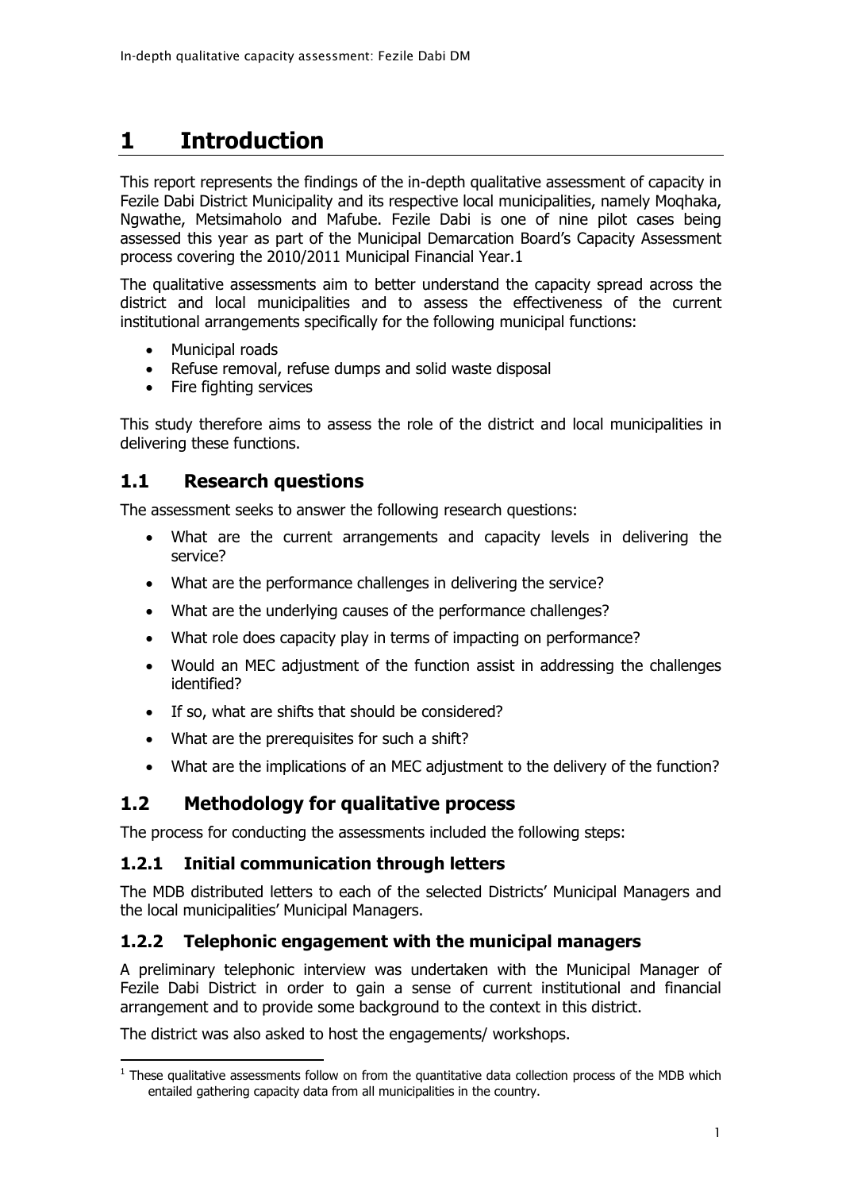# 1 Introduction

This report represents the findings of the in-depth qualitative assessment of capacity in Fezile Dabi District Municipality and its respective local municipalities, namely Moqhaka, Ngwathe, Metsimaholo and Mafube. Fezile Dabi is one of nine pilot cases being assessed this year as part of the Municipal Demarcation Board's Capacity Assessment process covering the 2010/2011 Municipal Financial Year.[1]

The qualitative assessments aim to better understand the capacity spread across the district and local municipalities and to assess the effectiveness of the current institutional arrangements specifically for the following municipal functions:

- Municipal roads
- Refuse removal, refuse dumps and solid waste disposal
- Fire fighting services

This study therefore aims to assess the role of the district and local municipalities in delivering these functions.

## 1.1 Research questions

The assessment seeks to answer the following research questions:

- What are the current arrangements and capacity levels in delivering the service?
- What are the performance challenges in delivering the service?
- What are the underlying causes of the performance challenges?
- What role does capacity play in terms of impacting on performance?
- Would an MEC adjustment of the function assist in addressing the challenges identified?
- If so, what are shifts that should be considered?
- What are the prerequisites for such a shift?
- What are the implications of an MEC adjustment to the delivery of the function?

## 1.2 Methodology for qualitative process

The process for conducting the assessments included the following steps:

### 1.2.1 Initial communication through letters

The MDB distributed letters to each of the selected Districts' Municipal Managers and the local municipalities' Municipal Managers.

### 1.2.2 Telephonic engagement with the municipal managers

A preliminary telephonic interview was undertaken with the Municipal Manager of Fezile Dabi District in order to gain a sense of current institutional and financial arrangement and to provide some background to the context in this district.

The district was also asked to host the engagements/ workshops.

[1] These qualitative assessments follow on from the quantitative data collection process of the MDB which entailed gathering capacity data from all municipalities in the country.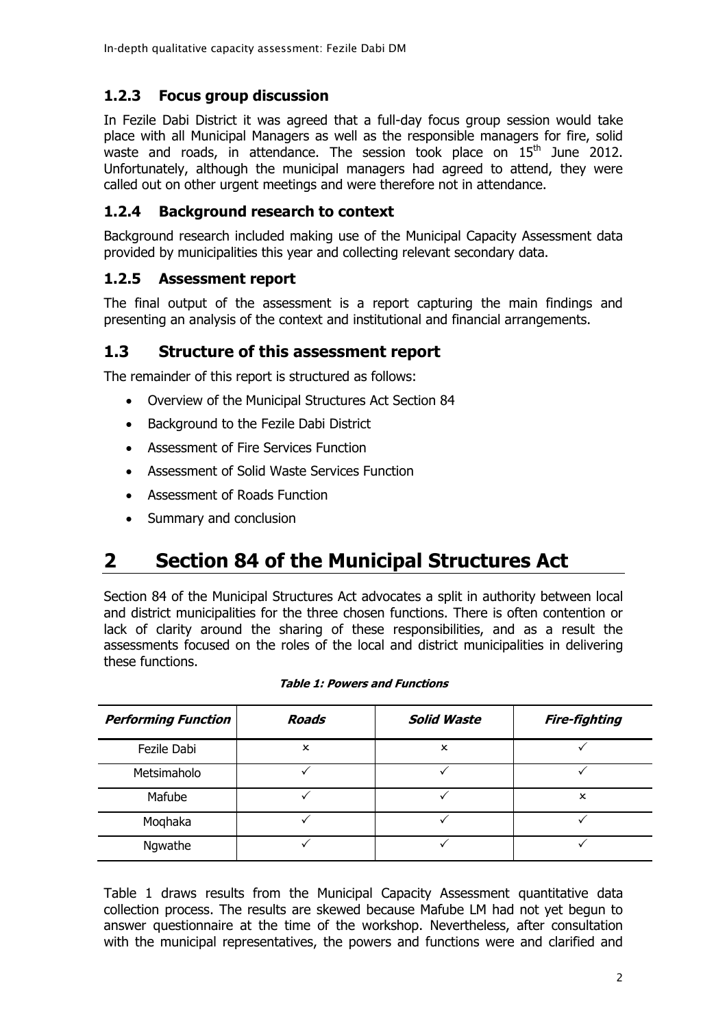### 1.2.3 Focus group discussion

In Fezile Dabi District it was agreed that a full-day focus group session would take place with all Municipal Managers as well as the responsible managers for fire, solid waste and roads, in attendance. The session took place on 15th June 2012. Unfortunately, although the municipal managers had agreed to attend, they were called out on other urgent meetings and were therefore not in attendance.

### 1.2.4 Background research to context

Background research included making use of the Municipal Capacity Assessment data provided by municipalities this year and collecting relevant secondary data.

### 1.2.5 Assessment report

The final output of the assessment is a report capturing the main findings and presenting an analysis of the context and institutional and financial arrangements.

## 1.3 Structure of this assessment report

The remainder of this report is structured as follows:

- Overview of the Municipal Structures Act Section 84
- Background to the Fezile Dabi District
- Assessment of Fire Services Function
- Assessment of Solid Waste Services Function
- Assessment of Roads Function
- Summary and conclusion

# 2 Section 84 of the Municipal Structures Act

Section 84 of the Municipal Structures Act advocates a split in authority between local and district municipalities for the three chosen functions. There is often contention or lack of clarity around the sharing of these responsibilities, and as a result the assessments focused on the roles of the local and district municipalities in delivering these functions.

***Table 1: Powers and Functions***

| *Performing Function* | *Roads* | *Solid Waste* | *Fire-fighting* |
|---|---|---|---|
| Fezile Dabi | × | × | ✓ |
| Metsimaholo | ✓ | ✓ | ✓ |
| Mafube | ✓ | ✓ | × |
| Moqhaka | ✓ | ✓ | ✓ |
| Ngwathe | ✓ | ✓ | ✓ |

Table 1 draws results from the Municipal Capacity Assessment quantitative data collection process. The results are skewed because Mafube LM had not yet begun to answer questionnaire at the time of the workshop. Nevertheless, after consultation with the municipal representatives, the powers and functions were and clarified and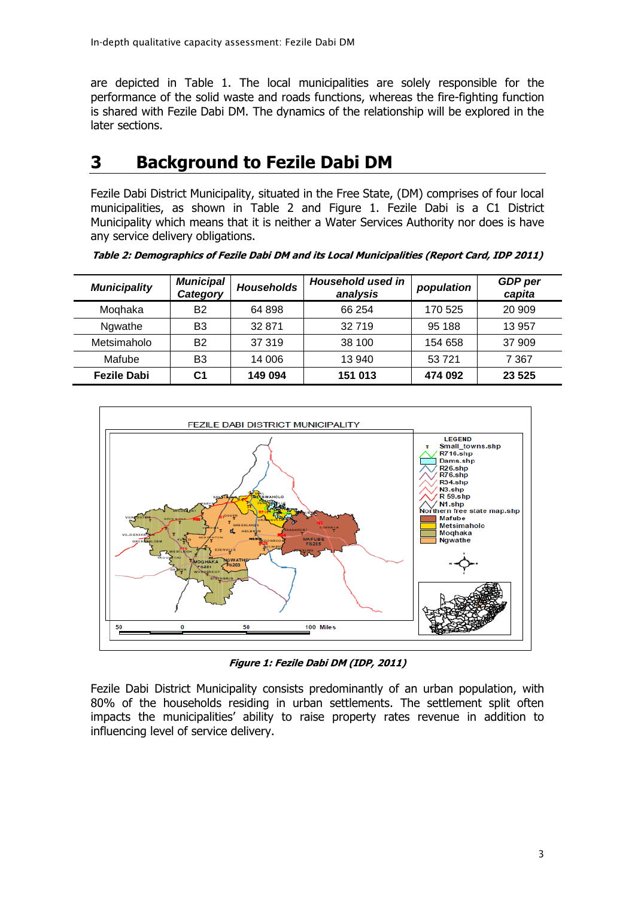are depicted in Table 1. The local municipalities are solely responsible for the performance of the solid waste and roads functions, whereas the fire-fighting function is shared with Fezile Dabi DM. The dynamics of the relationship will be explored in the later sections.

# 3 Background to Fezile Dabi DM

Fezile Dabi District Municipality, situated in the Free State, (DM) comprises of four local municipalities, as shown in Table 2 and Figure 1. Fezile Dabi is a C1 District Municipality which means that it is neither a Water Services Authority nor does is have any service delivery obligations.

***Table 2: Demographics of Fezile Dabi DM and its Local Municipalities (Report Card, IDP 2011)***

| *Municipality* | *Municipal Category* | *Households* | *Household used in analysis* | *population* | *GDP per capita* |
|---|---|---|---|---|---|
| Moqhaka | B2 | 64 898 | 66 254 | 170 525 | 20 909 |
| Ngwathe | B3 | 32 871 | 32 719 | 95 188 | 13 957 |
| Metsimaholo | B2 | 37 319 | 38 100 | 154 658 | 37 909 |
| Mafube | B3 | 14 006 | 13 940 | 53 721 | 7 367 |
| **Fezile Dabi** | **C1** | **149 094** | **151 013** | **474 092** | **23 525** |

***Figure 1: Fezile Dabi DM (IDP, 2011)***

Fezile Dabi District Municipality consists predominantly of an urban population, with 80% of the households residing in urban settlements. The settlement split often impacts the municipalities' ability to raise property rates revenue in addition to influencing level of service delivery.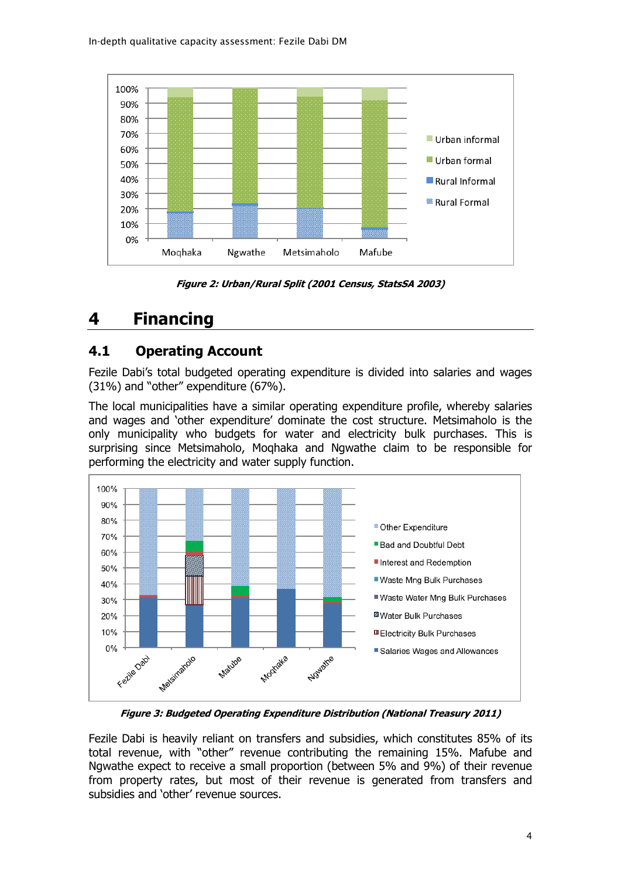Figure 2: *Urban/Rural Split (2001 Census, StatsSA 2003)*

# 4 Financing

## 4.1 Operating Account

Fezile Dabi's total budgeted operating expenditure is divided into salaries and wages (31%) and "other" expenditure (67%).

The local municipalities have a similar operating expenditure profile, whereby salaries and wages and 'other expenditure' dominate the cost structure. Metsimaholo is the only municipality who budgets for water and electricity bulk purchases. This is surprising since Metsimaholo, Moqhaka and Ngwathe claim to be responsible for performing the electricity and water supply function.

***Figure 3: Budgeted Operating Expenditure Distribution (National Treasury 2011)***

Fezile Dabi is heavily reliant on transfers and subsidies, which constitutes 85% of its total revenue, with "other" revenue contributing the remaining 15%. Mafube and Ngwathe expect to receive a small proportion (between 5% and 9%) of their revenue from property rates, but most of their revenue is generated from transfers and subsidies and 'other' revenue sources.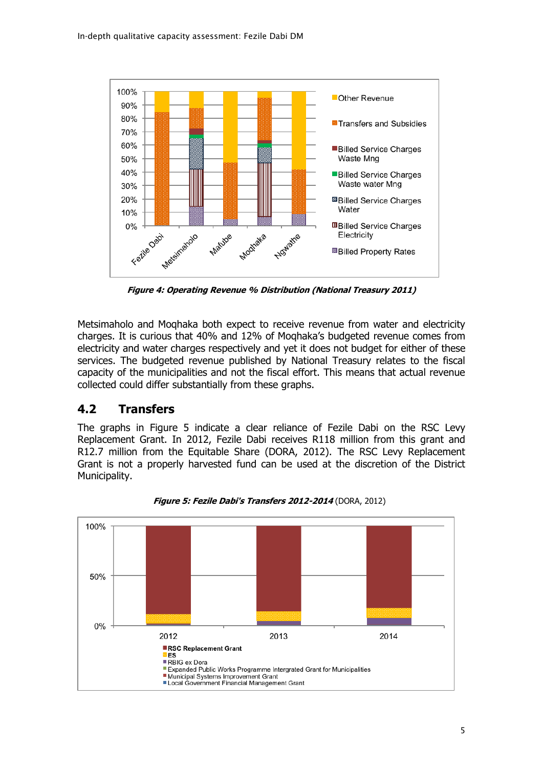Figure 4: Operating Revenue % Distribution (National Treasury 2011)

Metsimaholo and Moqhaka both expect to receive revenue from water and electricity charges. It is curious that 40% and 12% of Moqhaka's budgeted revenue comes from electricity and water charges respectively and yet it does not budget for either of these services. The budgeted revenue published by National Treasury relates to the fiscal capacity of the municipalities and not the fiscal effort. This means that actual revenue collected could differ substantially from these graphs.

## 4.2 Transfers

The graphs in Figure 5 indicate a clear reliance of Fezile Dabi on the RSC Levy Replacement Grant. In 2012, Fezile Dabi receives R118 million from this grant and R12.7 million from the Equitable Share (DORA, 2012). The RSC Levy Replacement Grant is not a properly harvested fund can be used at the discretion of the District Municipality.

***Figure 5: Fezile Dabi's Transfers 2012-2014*** (DORA, 2012)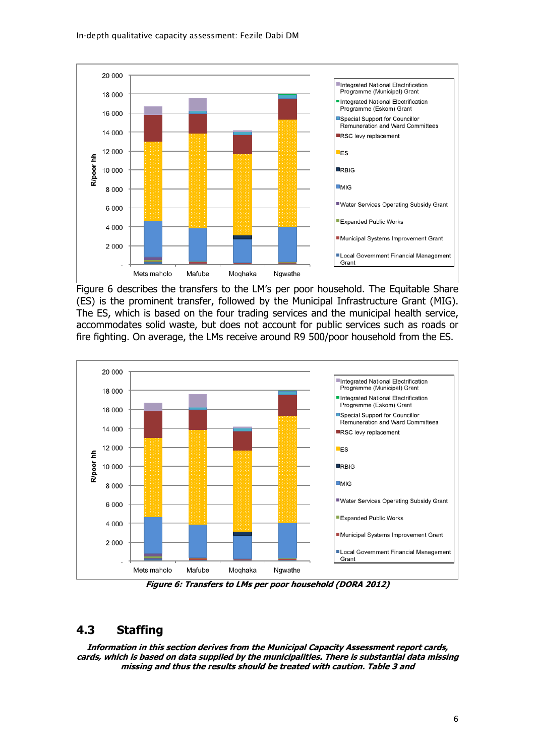Figure 6 describes the transfers to the LM's per poor household. The Equitable Share (ES) is the prominent transfer, followed by the Municipal Infrastructure Grant (MIG). The ES, which is based on the four trading services and the municipal health service, accommodates solid waste, but does not account for public services such as roads or fire fighting. On average, the LMs receive around R9 500/poor household from the ES.

***Figure 6: Transfers to LMs per poor household (DORA 2012)***

## 4.3 Staffing

***Information in this section derives from the Municipal Capacity Assessment report cards, cards, which is based on data supplied by the municipalities. There is substantial data missing missing and thus the results should be treated with caution. Table 3 and***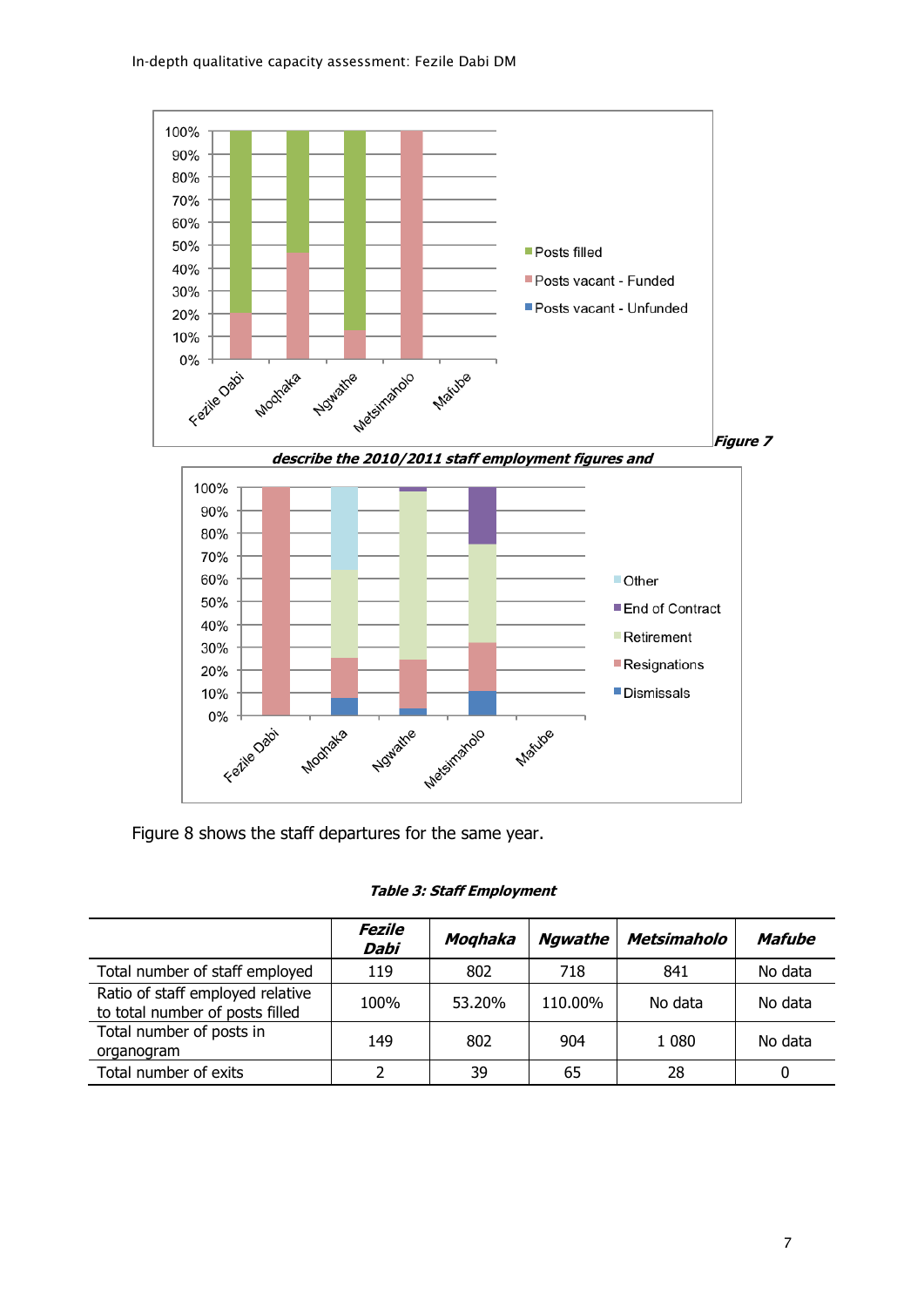*Figure 7*

***describe the 2010/2011 staff employment figures and***

Figure 8 shows the staff departures for the same year.

***Table 3: Staff Employment***

| | ***Fezile Dabi*** | ***Moqhaka*** | ***Ngwathe*** | ***Metsimaholo*** | ***Mafube*** |
|---|---|---|---|---|---|
| Total number of staff employed | 119 | 802 | 718 | 841 | No data |
| Ratio of staff employed relative to total number of posts filled | 100% | 53.20% | 110.00% | No data | No data |
| Total number of posts in organogram | 149 | 802 | 904 | 1 080 | No data |
| Total number of exits | 2 | 39 | 65 | 28 | 0 |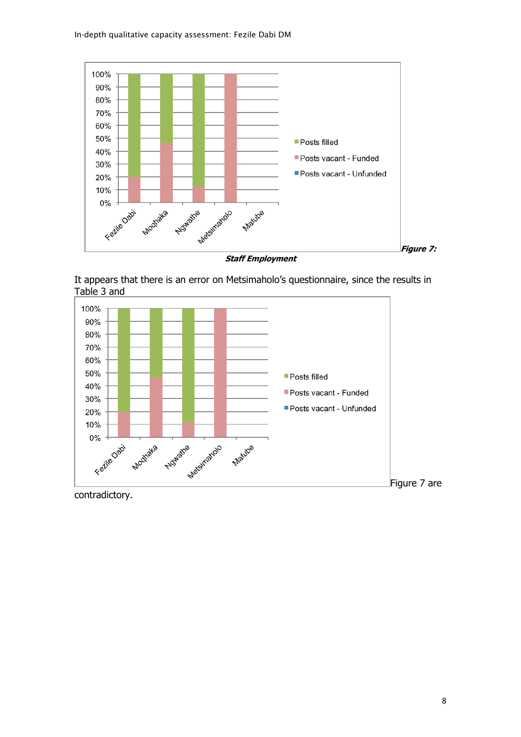*Figure 7:*

***Staff Employment***

It appears that there is an error on Metsimaholo's questionnaire, since the results in Table 3 and Figure 7 are contradictory.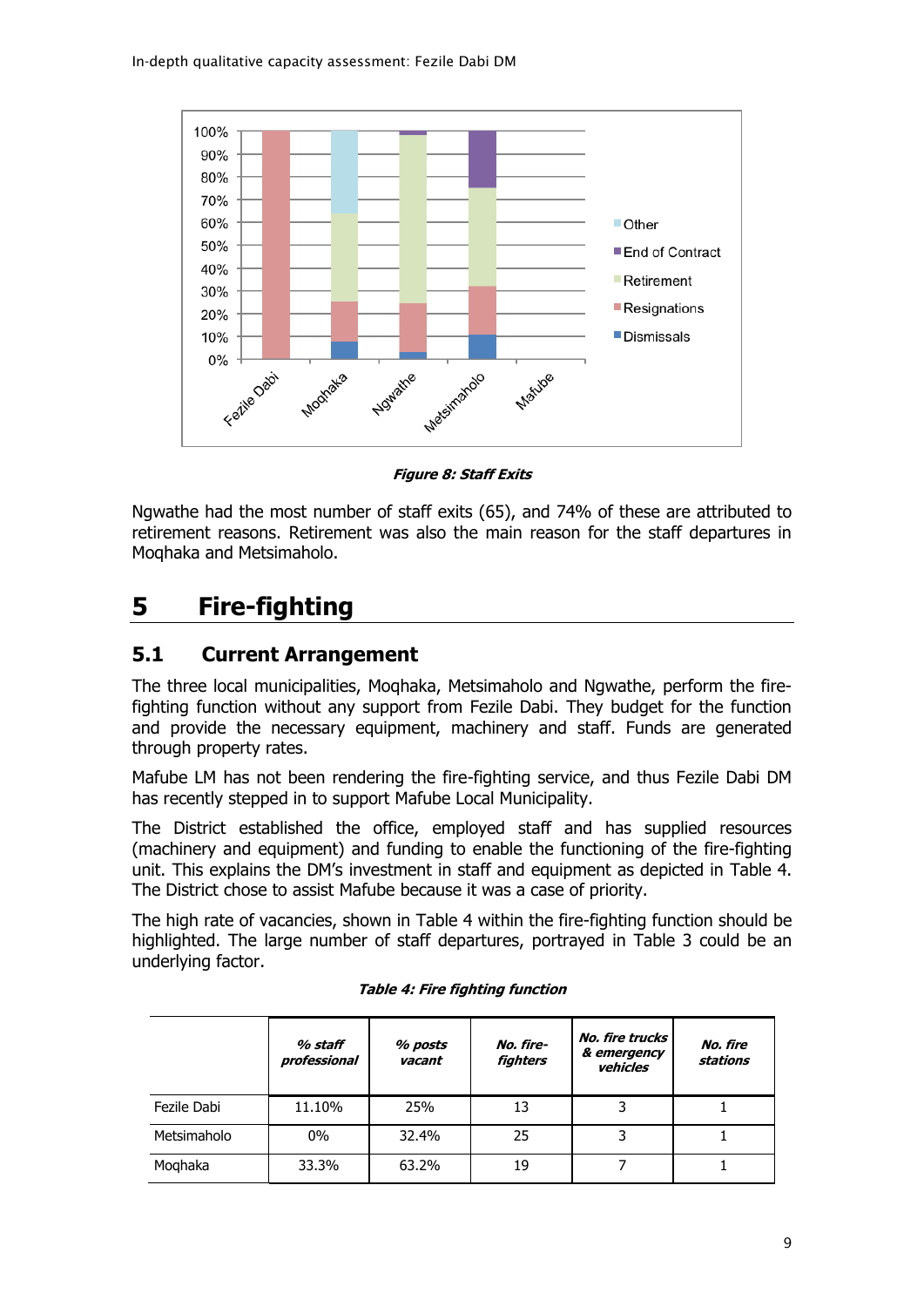Figure 8: Staff Exits

Ngwathe had the most number of staff exits (65), and 74% of these are attributed to retirement reasons. Retirement was also the main reason for the staff departures in Moqhaka and Metsimaholo.

# 5 Fire-fighting

## 5.1 Current Arrangement

The three local municipalities, Moqhaka, Metsimaholo and Ngwathe, perform the fire-fighting function without any support from Fezile Dabi. They budget for the function and provide the necessary equipment, machinery and staff. Funds are generated through property rates.

Mafube LM has not been rendering the fire-fighting service, and thus Fezile Dabi DM has recently stepped in to support Mafube Local Municipality.

The District established the office, employed staff and has supplied resources (machinery and equipment) and funding to enable the functioning of the fire-fighting unit. This explains the DM's investment in staff and equipment as depicted in Table 4. The District chose to assist Mafube because it was a case of priority.

The high rate of vacancies, shown in Table 4 within the fire-fighting function should be highlighted. The large number of staff departures, portrayed in Table 3 could be an underlying factor.

***Table 4: Fire fighting function***

| | *% staff professional* | *% posts vacant* | *No. fire-fighters* | *No. fire trucks & emergency vehicles* | *No. fire stations* |
|---|---|---|---|---|---|
| Fezile Dabi | 11.10% | 25% | 13 | 3 | 1 |
| Metsimaholo | 0% | 32.4% | 25 | 3 | 1 |
| Moqhaka | 33.3% | 63.2% | 19 | 7 | 1 |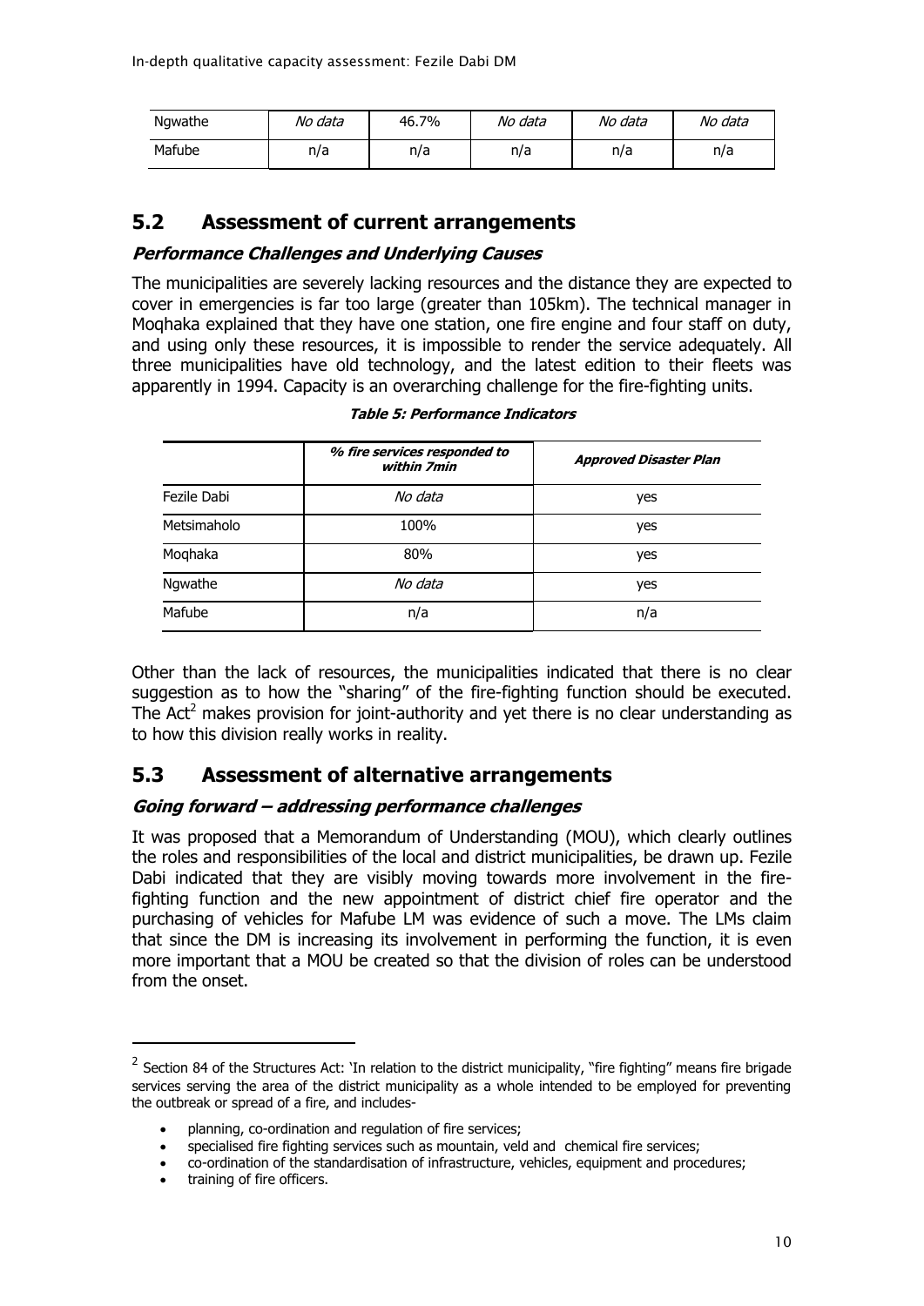| Ngwathe | *No data* | 46.7% | *No data* | *No data* | *No data* |
|---|---|---|---|---|---|
| Mafube | n/a | n/a | n/a | n/a | n/a |

## 5.2 Assessment of current arrangements

### *Performance Challenges and Underlying Causes*

The municipalities are severely lacking resources and the distance they are expected to cover in emergencies is far too large (greater than 105km). The technical manager in Moqhaka explained that they have one station, one fire engine and four staff on duty, and using only these resources, it is impossible to render the service adequately. All three municipalities have old technology, and the latest edition to their fleets was apparently in 1994. Capacity is an overarching challenge for the fire-fighting units.

**Table 5: Performance Indicators**

| | *% fire services responded to within 7min* | *Approved Disaster Plan* |
|---|---|---|
| Fezile Dabi | *No data* | yes |
| Metsimaholo | 100% | yes |
| Moqhaka | 80% | yes |
| Ngwathe | *No data* | yes |
| Mafube | n/a | n/a |

Other than the lack of resources, the municipalities indicated that there is no clear suggestion as to how the "sharing" of the fire-fighting function should be executed. The Act[2] makes provision for joint-authority and yet there is no clear understanding as to how this division really works in reality.

## 5.3 Assessment of alternative arrangements

### *Going forward – addressing performance challenges*

It was proposed that a Memorandum of Understanding (MOU), which clearly outlines the roles and responsibilities of the local and district municipalities, be drawn up. Fezile Dabi indicated that they are visibly moving towards more involvement in the fire-fighting function and the new appointment of district chief fire operator and the purchasing of vehicles for Mafube LM was evidence of such a move. The LMs claim that since the DM is increasing its involvement in performing the function, it is even more important that a MOU be created so that the division of roles can be understood from the onset.

---

[2] Section 84 of the Structures Act: 'In relation to the district municipality, "fire fighting" means fire brigade services serving the area of the district municipality as a whole intended to be employed for preventing the outbreak or spread of a fire, and includes-

- planning, co-ordination and regulation of fire services;
- specialised fire fighting services such as mountain, veld and chemical fire services;
- co-ordination of the standardisation of infrastructure, vehicles, equipment and procedures;
- training of fire officers.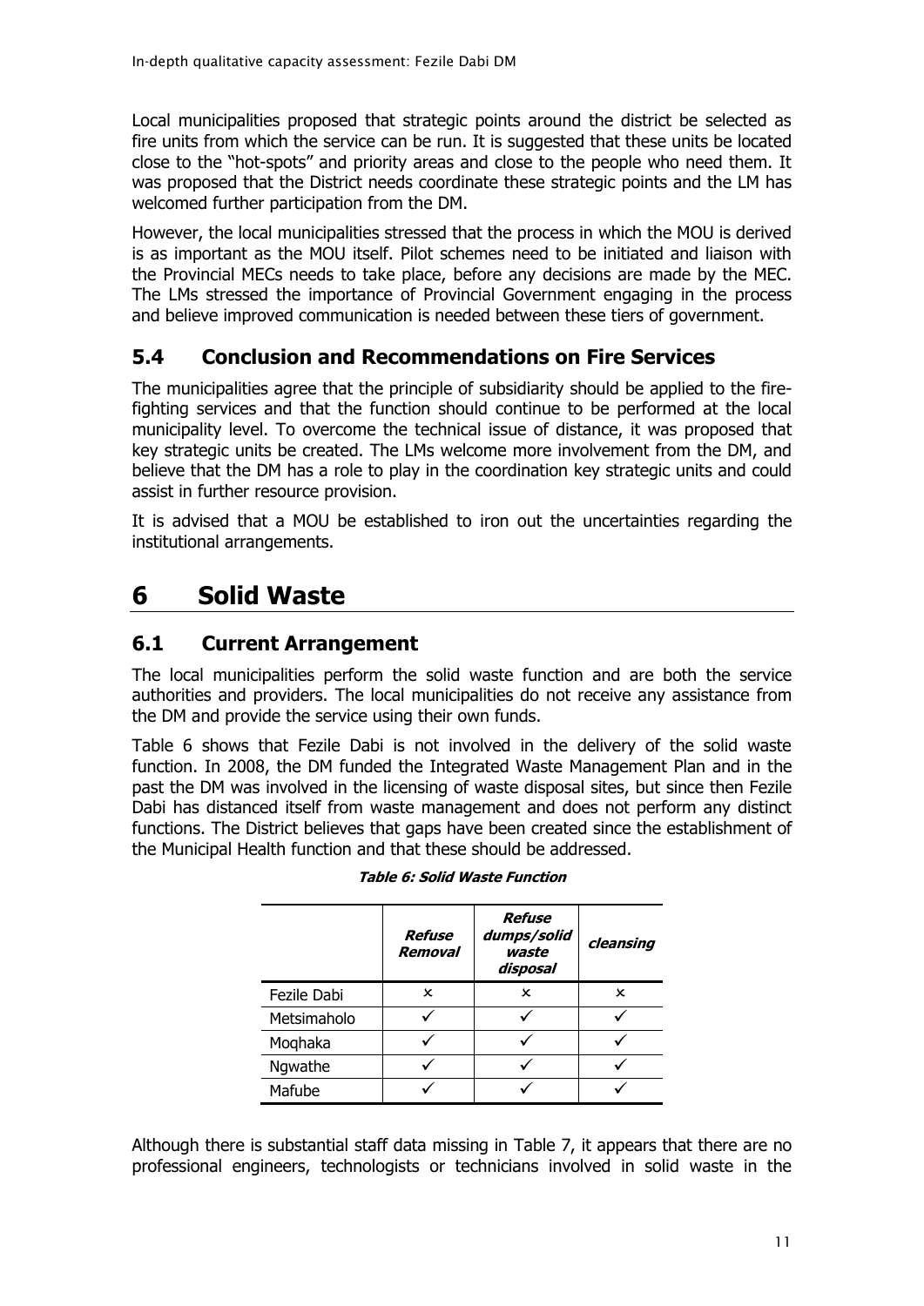Local municipalities proposed that strategic points around the district be selected as fire units from which the service can be run. It is suggested that these units be located close to the "hot-spots" and priority areas and close to the people who need them. It was proposed that the District needs coordinate these strategic points and the LM has welcomed further participation from the DM.

However, the local municipalities stressed that the process in which the MOU is derived is as important as the MOU itself. Pilot schemes need to be initiated and liaison with the Provincial MECs needs to take place, before any decisions are made by the MEC. The LMs stressed the importance of Provincial Government engaging in the process and believe improved communication is needed between these tiers of government.

## 5.4 Conclusion and Recommendations on Fire Services

The municipalities agree that the principle of subsidiarity should be applied to the fire-fighting services and that the function should continue to be performed at the local municipality level. To overcome the technical issue of distance, it was proposed that key strategic units be created. The LMs welcome more involvement from the DM, and believe that the DM has a role to play in the coordination key strategic units and could assist in further resource provision.

It is advised that a MOU be established to iron out the uncertainties regarding the institutional arrangements.

# 6 Solid Waste

## 6.1 Current Arrangement

The local municipalities perform the solid waste function and are both the service authorities and providers. The local municipalities do not receive any assistance from the DM and provide the service using their own funds.

Table 6 shows that Fezile Dabi is not involved in the delivery of the solid waste function. In 2008, the DM funded the Integrated Waste Management Plan and in the past the DM was involved in the licensing of waste disposal sites, but since then Fezile Dabi has distanced itself from waste management and does not perform any distinct functions. The District believes that gaps have been created since the establishment of the Municipal Health function and that these should be addressed.

**Table 6: Solid Waste Function**

| | *Refuse Removal* | *Refuse dumps/solid waste disposal* | *cleansing* |
|---|---|---|---|
| Fezile Dabi | × | × | × |
| Metsimaholo | ✓ | ✓ | ✓ |
| Moqhaka | ✓ | ✓ | ✓ |
| Ngwathe | ✓ | ✓ | ✓ |
| Mafube | ✓ | ✓ | ✓ |

Although there is substantial staff data missing in Table 7, it appears that there are no professional engineers, technologists or technicians involved in solid waste in the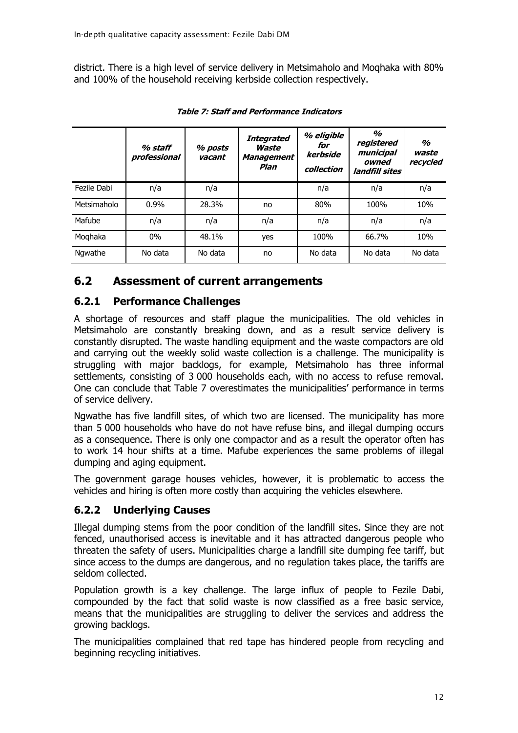district. There is a high level of service delivery in Metsimaholo and Moqhaka with 80% and 100% of the household receiving kerbside collection respectively.

***Table 7: Staff and Performance Indicators***

| | *% staff professional* | *% posts vacant* | *Integrated Waste Management Plan* | *% eligible for kerbside collection* | *% registered municipal owned landfill sites* | *% waste recycled* |
|---|---|---|---|---|---|---|
| Fezile Dabi | n/a | n/a | | n/a | n/a | n/a |
| Metsimaholo | 0.9% | 28.3% | no | 80% | 100% | 10% |
| Mafube | n/a | n/a | n/a | n/a | n/a | n/a |
| Moqhaka | 0% | 48.1% | yes | 100% | 66.7% | 10% |
| Ngwathe | No data | No data | no | No data | No data | No data |

## 6.2 Assessment of current arrangements

### 6.2.1 Performance Challenges

A shortage of resources and staff plague the municipalities. The old vehicles in Metsimaholo are constantly breaking down, and as a result service delivery is constantly disrupted. The waste handling equipment and the waste compactors are old and carrying out the weekly solid waste collection is a challenge. The municipality is struggling with major backlogs, for example, Metsimaholo has three informal settlements, consisting of 3 000 households each, with no access to refuse removal. One can conclude that Table 7 overestimates the municipalities' performance in terms of service delivery.

Ngwathe has five landfill sites, of which two are licensed. The municipality has more than 5 000 households who have do not have refuse bins, and illegal dumping occurs as a consequence. There is only one compactor and as a result the operator often has to work 14 hour shifts at a time. Mafube experiences the same problems of illegal dumping and aging equipment.

The government garage houses vehicles, however, it is problematic to access the vehicles and hiring is often more costly than acquiring the vehicles elsewhere.

### 6.2.2 Underlying Causes

Illegal dumping stems from the poor condition of the landfill sites. Since they are not fenced, unauthorised access is inevitable and it has attracted dangerous people who threaten the safety of users. Municipalities charge a landfill site dumping fee tariff, but since access to the dumps are dangerous, and no regulation takes place, the tariffs are seldom collected.

Population growth is a key challenge. The large influx of people to Fezile Dabi, compounded by the fact that solid waste is now classified as a free basic service, means that the municipalities are struggling to deliver the services and address the growing backlogs.

The municipalities complained that red tape has hindered people from recycling and beginning recycling initiatives.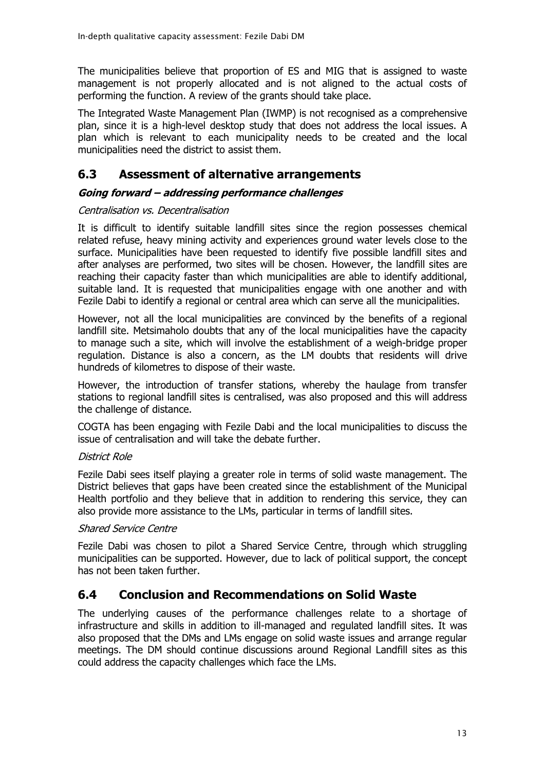The municipalities believe that proportion of ES and MIG that is assigned to waste management is not properly allocated and is not aligned to the actual costs of performing the function. A review of the grants should take place.

The Integrated Waste Management Plan (IWMP) is not recognised as a comprehensive plan, since it is a high-level desktop study that does not address the local issues. A plan which is relevant to each municipality needs to be created and the local municipalities need the district to assist them.

## 6.3 Assessment of alternative arrangements

### *Going forward – addressing performance challenges*

*Centralisation vs. Decentralisation*

It is difficult to identify suitable landfill sites since the region possesses chemical related refuse, heavy mining activity and experiences ground water levels close to the surface. Municipalities have been requested to identify five possible landfill sites and after analyses are performed, two sites will be chosen. However, the landfill sites are reaching their capacity faster than which municipalities are able to identify additional, suitable land. It is requested that municipalities engage with one another and with Fezile Dabi to identify a regional or central area which can serve all the municipalities.

However, not all the local municipalities are convinced by the benefits of a regional landfill site. Metsimaholo doubts that any of the local municipalities have the capacity to manage such a site, which will involve the establishment of a weigh-bridge proper regulation. Distance is also a concern, as the LM doubts that residents will drive hundreds of kilometres to dispose of their waste.

However, the introduction of transfer stations, whereby the haulage from transfer stations to regional landfill sites is centralised, was also proposed and this will address the challenge of distance.

COGTA has been engaging with Fezile Dabi and the local municipalities to discuss the issue of centralisation and will take the debate further.

*District Role*

Fezile Dabi sees itself playing a greater role in terms of solid waste management. The District believes that gaps have been created since the establishment of the Municipal Health portfolio and they believe that in addition to rendering this service, they can also provide more assistance to the LMs, particular in terms of landfill sites.

*Shared Service Centre*

Fezile Dabi was chosen to pilot a Shared Service Centre, through which struggling municipalities can be supported. However, due to lack of political support, the concept has not been taken further.

## 6.4 Conclusion and Recommendations on Solid Waste

The underlying causes of the performance challenges relate to a shortage of infrastructure and skills in addition to ill-managed and regulated landfill sites. It was also proposed that the DMs and LMs engage on solid waste issues and arrange regular meetings. The DM should continue discussions around Regional Landfill sites as this could address the capacity challenges which face the LMs.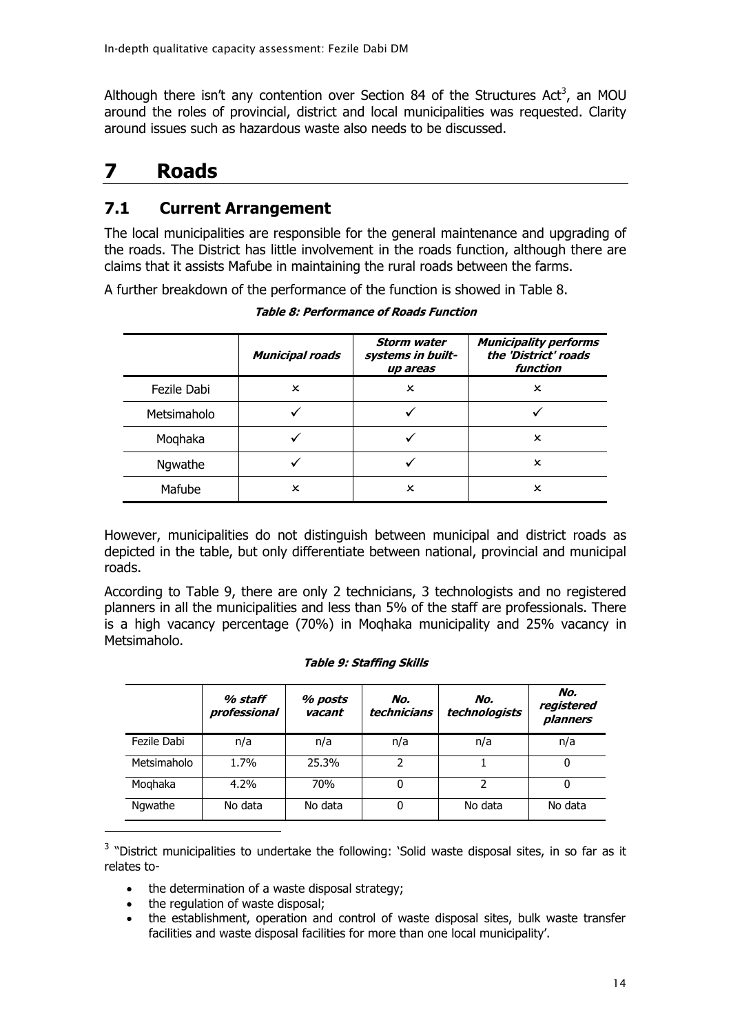Although there isn't any contention over Section 84 of the Structures Act[3], an MOU around the roles of provincial, district and local municipalities was requested. Clarity around issues such as hazardous waste also needs to be discussed.

# 7 Roads

## 7.1 Current Arrangement

The local municipalities are responsible for the general maintenance and upgrading of the roads. The District has little involvement in the roads function, although there are claims that it assists Mafube in maintaining the rural roads between the farms.

A further breakdown of the performance of the function is showed in Table 8.

***Table 8: Performance of Roads Function***

| | *Municipal roads* | *Storm water systems in built-up areas* | *Municipality performs the 'District' roads function* |
|---|---|---|---|
| Fezile Dabi | × | × | × |
| Metsimaholo | ✓ | ✓ | ✓ |
| Moqhaka | ✓ | ✓ | × |
| Ngwathe | ✓ | ✓ | × |
| Mafube | × | × | × |

However, municipalities do not distinguish between municipal and district roads as depicted in the table, but only differentiate between national, provincial and municipal roads.

According to Table 9, there are only 2 technicians, 3 technologists and no registered planners in all the municipalities and less than 5% of the staff are professionals. There is a high vacancy percentage (70%) in Moqhaka municipality and 25% vacancy in Metsimaholo.

***Table 9: Staffing Skills***

| | *% staff professional* | *% posts vacant* | *No. technicians* | *No. technologists* | *No. registered planners* |
|---|---|---|---|---|---|
| Fezile Dabi | n/a | n/a | n/a | n/a | n/a |
| Metsimaholo | 1.7% | 25.3% | 2 | 1 | 0 |
| Moqhaka | 4.2% | 70% | 0 | 2 | 0 |
| Ngwathe | No data | No data | 0 | No data | No data |

[3] "District municipalities to undertake the following: 'Solid waste disposal sites, in so far as it relates to-

- the determination of a waste disposal strategy;
- the regulation of waste disposal;
- the establishment, operation and control of waste disposal sites, bulk waste transfer facilities and waste disposal facilities for more than one local municipality'.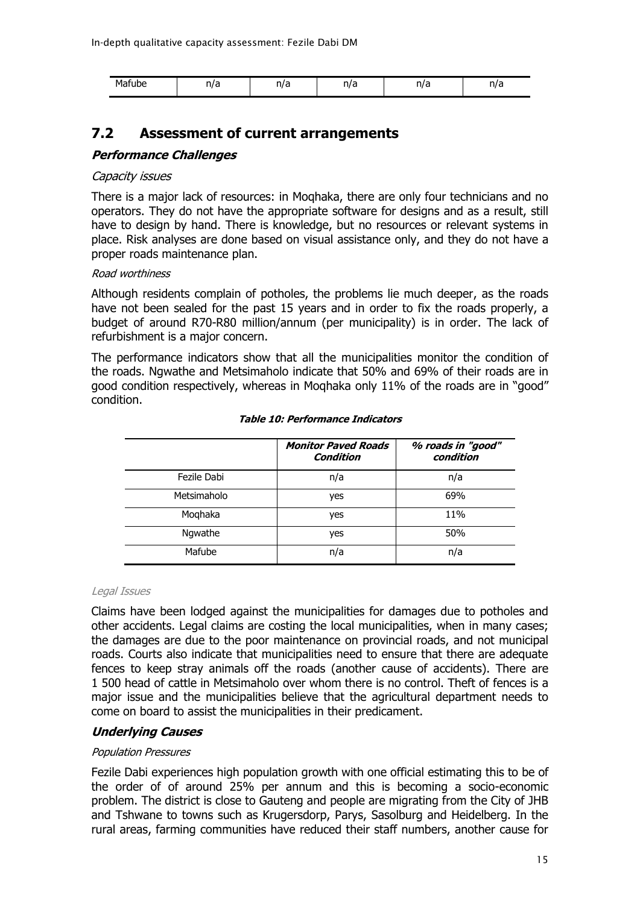| Mafube | n/a | n/a | n/a | n/a | n/a |
|---|---|---|---|---|---|

## 7.2 Assessment of current arrangements

### *Performance Challenges*

*Capacity issues*

There is a major lack of resources: in Moqhaka, there are only four technicians and no operators. They do not have the appropriate software for designs and as a result, still have to design by hand. There is knowledge, but no resources or relevant systems in place. Risk analyses are done based on visual assistance only, and they do not have a proper roads maintenance plan.

*Road worthiness*

Although residents complain of potholes, the problems lie much deeper, as the roads have not been sealed for the past 15 years and in order to fix the roads properly, a budget of around R70-R80 million/annum (per municipality) is in order. The lack of refurbishment is a major concern.

The performance indicators show that all the municipalities monitor the condition of the roads. Ngwathe and Metsimaholo indicate that 50% and 69% of their roads are in good condition respectively, whereas in Moqhaka only 11% of the roads are in "good" condition.

***Table 10: Performance Indicators***

| | ***Monitor Paved Roads Condition*** | ***% roads in "good" condition*** |
|---|---|---|
| Fezile Dabi | n/a | n/a |
| Metsimaholo | yes | 69% |
| Moqhaka | yes | 11% |
| Ngwathe | yes | 50% |
| Mafube | n/a | n/a |

*Legal Issues*

Claims have been lodged against the municipalities for damages due to potholes and other accidents. Legal claims are costing the local municipalities, when in many cases; the damages are due to the poor maintenance on provincial roads, and not municipal roads. Courts also indicate that municipalities need to ensure that there are adequate fences to keep stray animals off the roads (another cause of accidents). There are 1 500 head of cattle in Metsimaholo over whom there is no control. Theft of fences is a major issue and the municipalities believe that the agricultural department needs to come on board to assist the municipalities in their predicament.

### *Underlying Causes*

*Population Pressures*

Fezile Dabi experiences high population growth with one official estimating this to be of the order of of around 25% per annum and this is becoming a socio-economic problem. The district is close to Gauteng and people are migrating from the City of JHB and Tshwane to towns such as Krugersdorp, Parys, Sasolburg and Heidelberg. In the rural areas, farming communities have reduced their staff numbers, another cause for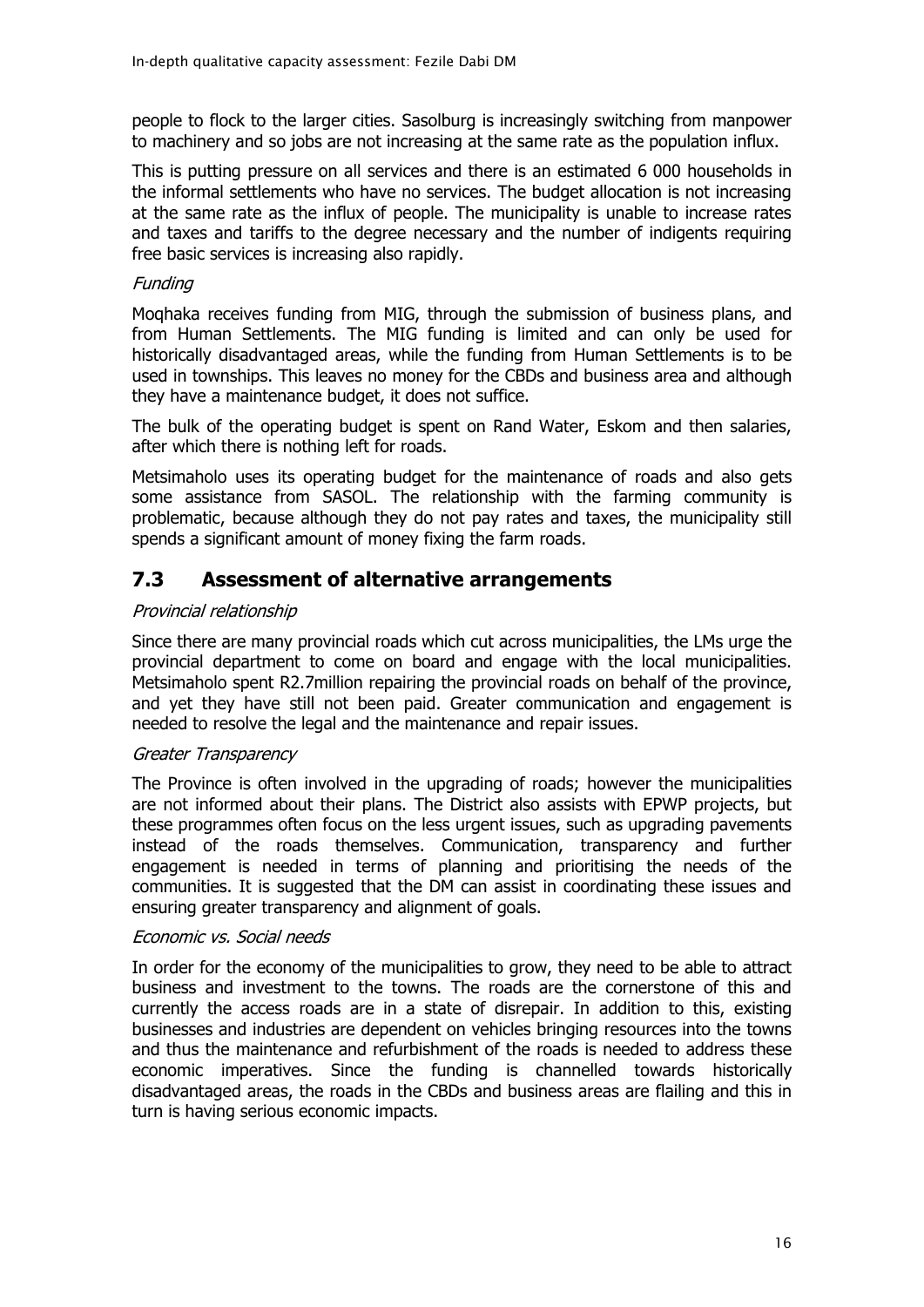people to flock to the larger cities. Sasolburg is increasingly switching from manpower to machinery and so jobs are not increasing at the same rate as the population influx.

This is putting pressure on all services and there is an estimated 6 000 households in the informal settlements who have no services. The budget allocation is not increasing at the same rate as the influx of people. The municipality is unable to increase rates and taxes and tariffs to the degree necessary and the number of indigents requiring free basic services is increasing also rapidly.

*Funding*

Moqhaka receives funding from MIG, through the submission of business plans, and from Human Settlements. The MIG funding is limited and can only be used for historically disadvantaged areas, while the funding from Human Settlements is to be used in townships. This leaves no money for the CBDs and business area and although they have a maintenance budget, it does not suffice.

The bulk of the operating budget is spent on Rand Water, Eskom and then salaries, after which there is nothing left for roads.

Metsimaholo uses its operating budget for the maintenance of roads and also gets some assistance from SASOL. The relationship with the farming community is problematic, because although they do not pay rates and taxes, the municipality still spends a significant amount of money fixing the farm roads.

## 7.3 Assessment of alternative arrangements

*Provincial relationship*

Since there are many provincial roads which cut across municipalities, the LMs urge the provincial department to come on board and engage with the local municipalities. Metsimaholo spent R2.7million repairing the provincial roads on behalf of the province, and yet they have still not been paid. Greater communication and engagement is needed to resolve the legal and the maintenance and repair issues.

*Greater Transparency*

The Province is often involved in the upgrading of roads; however the municipalities are not informed about their plans. The District also assists with EPWP projects, but these programmes often focus on the less urgent issues, such as upgrading pavements instead of the roads themselves. Communication, transparency and further engagement is needed in terms of planning and prioritising the needs of the communities. It is suggested that the DM can assist in coordinating these issues and ensuring greater transparency and alignment of goals.

*Economic vs. Social needs*

In order for the economy of the municipalities to grow, they need to be able to attract business and investment to the towns. The roads are the cornerstone of this and currently the access roads are in a state of disrepair. In addition to this, existing businesses and industries are dependent on vehicles bringing resources into the towns and thus the maintenance and refurbishment of the roads is needed to address these economic imperatives. Since the funding is channelled towards historically disadvantaged areas, the roads in the CBDs and business areas are flailing and this in turn is having serious economic impacts.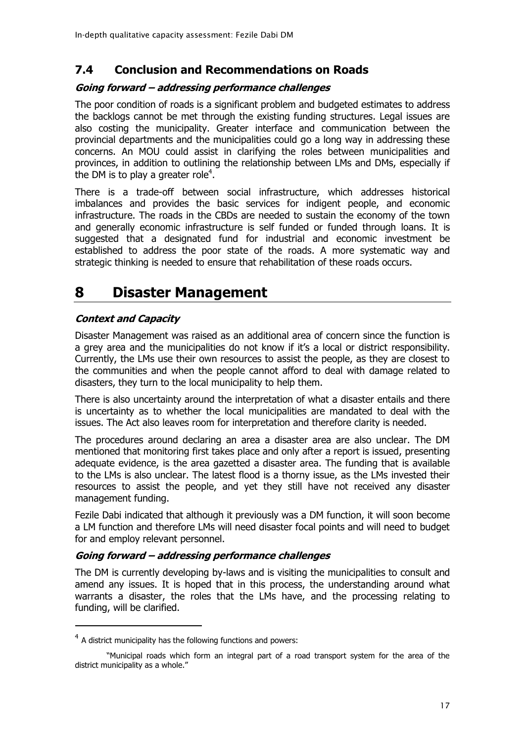## 7.4 Conclusion and Recommendations on Roads

***Going forward – addressing performance challenges***

The poor condition of roads is a significant problem and budgeted estimates to address the backlogs cannot be met through the existing funding structures. Legal issues are also costing the municipality. Greater interface and communication between the provincial departments and the municipalities could go a long way in addressing these concerns. An MOU could assist in clarifying the roles between municipalities and provinces, in addition to outlining the relationship between LMs and DMs, especially if the DM is to play a greater role[4].

There is a trade-off between social infrastructure, which addresses historical imbalances and provides the basic services for indigent people, and economic infrastructure. The roads in the CBDs are needed to sustain the economy of the town and generally economic infrastructure is self funded or funded through loans. It is suggested that a designated fund for industrial and economic investment be established to address the poor state of the roads. A more systematic way and strategic thinking is needed to ensure that rehabilitation of these roads occurs.

# 8 Disaster Management

***Context and Capacity***

Disaster Management was raised as an additional area of concern since the function is a grey area and the municipalities do not know if it's a local or district responsibility. Currently, the LMs use their own resources to assist the people, as they are closest to the communities and when the people cannot afford to deal with damage related to disasters, they turn to the local municipality to help them.

There is also uncertainty around the interpretation of what a disaster entails and there is uncertainty as to whether the local municipalities are mandated to deal with the issues. The Act also leaves room for interpretation and therefore clarity is needed.

The procedures around declaring an area a disaster area are also unclear. The DM mentioned that monitoring first takes place and only after a report is issued, presenting adequate evidence, is the area gazetted a disaster area. The funding that is available to the LMs is also unclear. The latest flood is a thorny issue, as the LMs invested their resources to assist the people, and yet they still have not received any disaster management funding.

Fezile Dabi indicated that although it previously was a DM function, it will soon become a LM function and therefore LMs will need disaster focal points and will need to budget for and employ relevant personnel.

***Going forward – addressing performance challenges***

The DM is currently developing by-laws and is visiting the municipalities to consult and amend any issues. It is hoped that in this process, the understanding around what warrants a disaster, the roles that the LMs have, and the processing relating to funding, will be clarified.

---

[4] A district municipality has the following functions and powers:

> "Municipal roads which form an integral part of a road transport system for the area of the district municipality as a whole."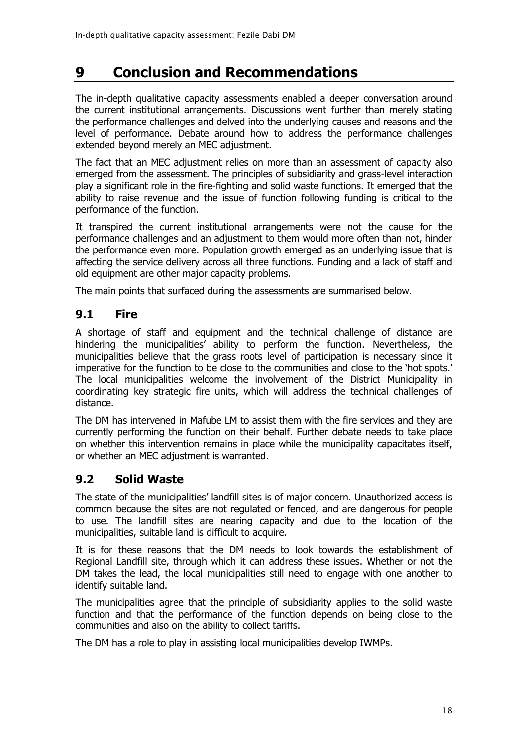# 9 Conclusion and Recommendations

The in-depth qualitative capacity assessments enabled a deeper conversation around the current institutional arrangements. Discussions went further than merely stating the performance challenges and delved into the underlying causes and reasons and the level of performance. Debate around how to address the performance challenges extended beyond merely an MEC adjustment.

The fact that an MEC adjustment relies on more than an assessment of capacity also emerged from the assessment. The principles of subsidiarity and grass-level interaction play a significant role in the fire-fighting and solid waste functions. It emerged that the ability to raise revenue and the issue of function following funding is critical to the performance of the function.

It transpired the current institutional arrangements were not the cause for the performance challenges and an adjustment to them would more often than not, hinder the performance even more. Population growth emerged as an underlying issue that is affecting the service delivery across all three functions. Funding and a lack of staff and old equipment are other major capacity problems.

The main points that surfaced during the assessments are summarised below.

## 9.1 Fire

A shortage of staff and equipment and the technical challenge of distance are hindering the municipalities' ability to perform the function. Nevertheless, the municipalities believe that the grass roots level of participation is necessary since it imperative for the function to be close to the communities and close to the 'hot spots.' The local municipalities welcome the involvement of the District Municipality in coordinating key strategic fire units, which will address the technical challenges of distance.

The DM has intervened in Mafube LM to assist them with the fire services and they are currently performing the function on their behalf. Further debate needs to take place on whether this intervention remains in place while the municipality capacitates itself, or whether an MEC adjustment is warranted.

## 9.2 Solid Waste

The state of the municipalities' landfill sites is of major concern. Unauthorized access is common because the sites are not regulated or fenced, and are dangerous for people to use. The landfill sites are nearing capacity and due to the location of the municipalities, suitable land is difficult to acquire.

It is for these reasons that the DM needs to look towards the establishment of Regional Landfill site, through which it can address these issues. Whether or not the DM takes the lead, the local municipalities still need to engage with one another to identify suitable land.

The municipalities agree that the principle of subsidiarity applies to the solid waste function and that the performance of the function depends on being close to the communities and also on the ability to collect tariffs.

The DM has a role to play in assisting local municipalities develop IWMPs.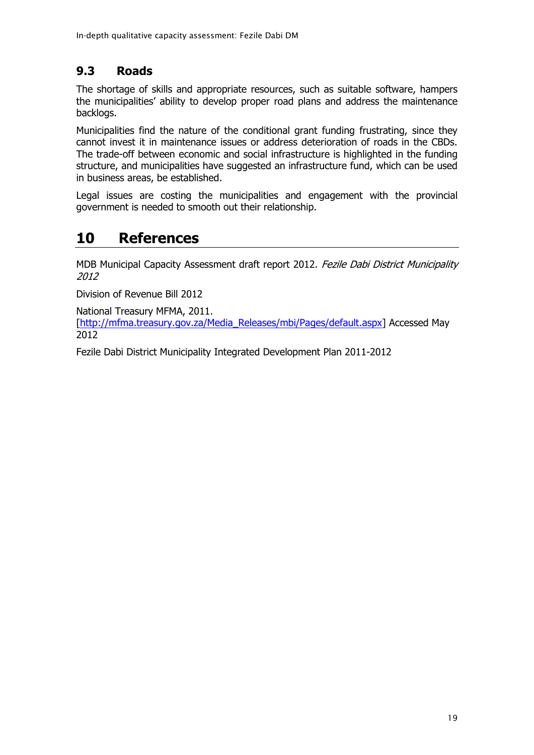## 9.3 Roads

The shortage of skills and appropriate resources, such as suitable software, hampers the municipalities' ability to develop proper road plans and address the maintenance backlogs.

Municipalities find the nature of the conditional grant funding frustrating, since they cannot invest it in maintenance issues or address deterioration of roads in the CBDs. The trade-off between economic and social infrastructure is highlighted in the funding structure, and municipalities have suggested an infrastructure fund, which can be used in business areas, be established.

Legal issues are costing the municipalities and engagement with the provincial government is needed to smooth out their relationship.

# 10 References

MDB Municipal Capacity Assessment draft report 2012. *Fezile Dabi District Municipality 2012*

Division of Revenue Bill 2012

National Treasury MFMA, 2011. [http://mfma.treasury.gov.za/Media_Releases/mbi/Pages/default.aspx] Accessed May 2012

Fezile Dabi District Municipality Integrated Development Plan 2011-2012